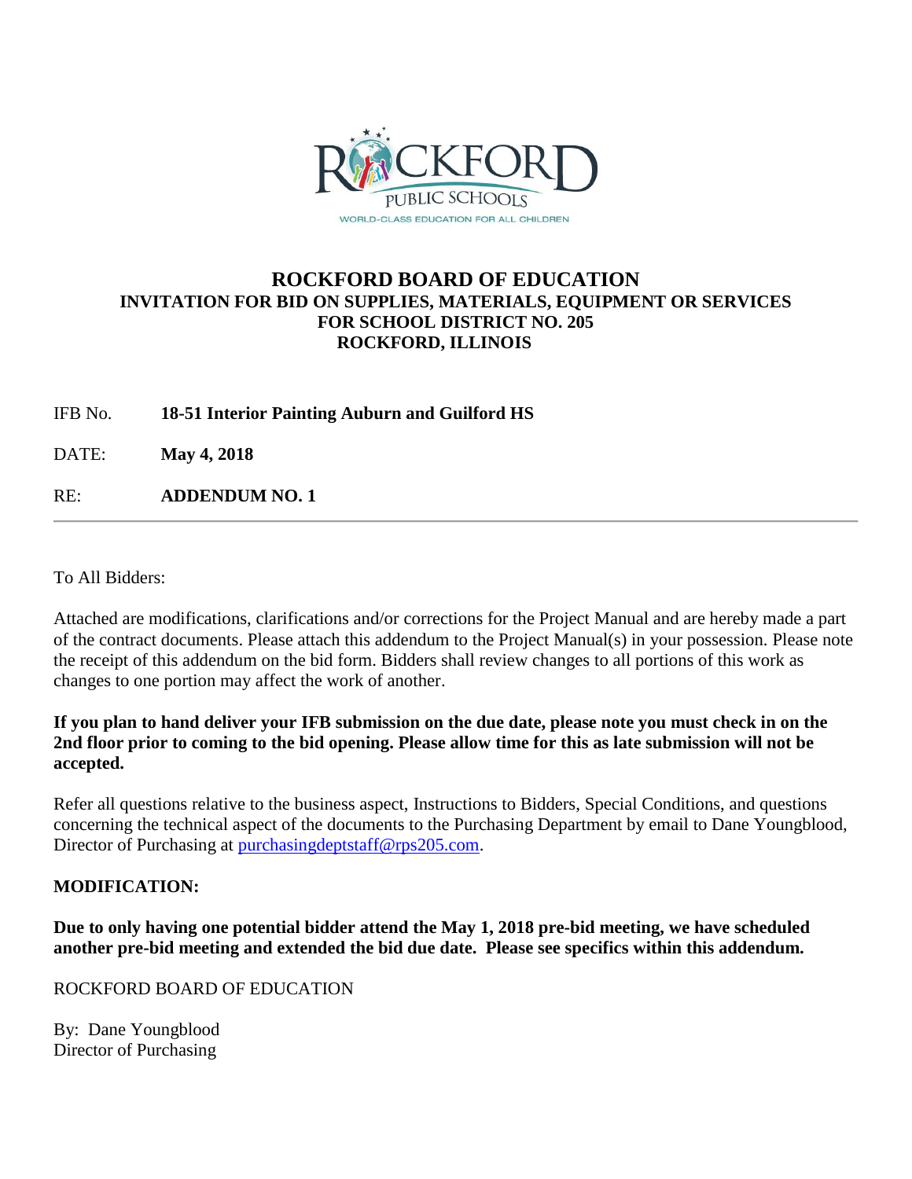# ROCKFORD BOARD OF EDUCATION

### INVITATION FOR BID ON SUPPLIES, MATERIALS, EQUIPMENT OR SERVICES FOR SCHOOL DISTRICT NO. 205 ROCKFORD, ILLINOIS

IFB No. **18-51 Interior Painting Auburn and Guilford HS**

DATE: **May 4, 2018**

RE: **ADDENDUM NO. 1**

---

To All Bidders:

Attached are modifications, clarifications and/or corrections for the Project Manual and are hereby made a part of the contract documents. Please attach this addendum to the Project Manual(s) in your possession. Please note the receipt of this addendum on the bid form. Bidders shall review changes to all portions of this work as changes to one portion may affect the work of another.

**If you plan to hand deliver your IFB submission on the due date, please note you must check in on the 2nd floor prior to coming to the bid opening. Please allow time for this as late submission will not be accepted.**

Refer all questions relative to the business aspect, Instructions to Bidders, Special Conditions, and questions concerning the technical aspect of the documents to the Purchasing Department by email to Dane Youngblood, Director of Purchasing at purchasingdeptstaff@rps205.com.

**MODIFICATION:**

**Due to only having one potential bidder attend the May 1, 2018 pre-bid meeting, we have scheduled another pre-bid meeting and extended the bid due date. Please see specifics within this addendum.**

ROCKFORD BOARD OF EDUCATION

By: Dane Youngblood
Director of Purchasing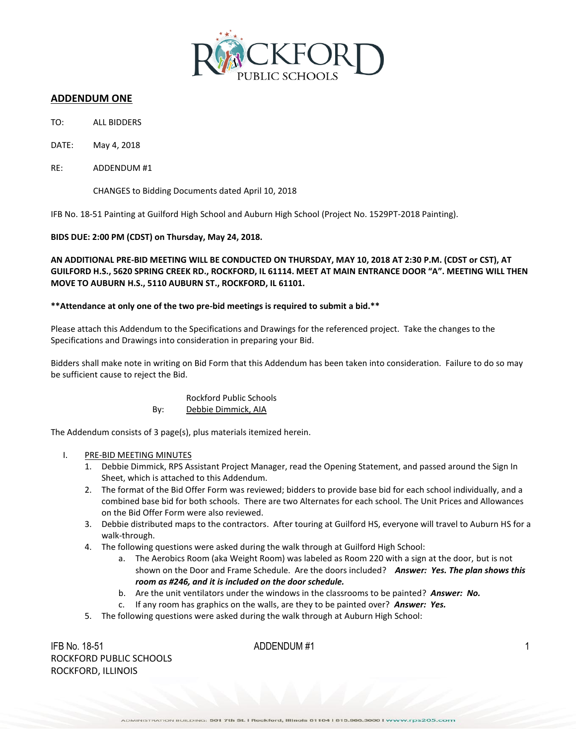## ADDENDUM ONE

TO: ALL BIDDERS

DATE: May 4, 2018

RE: ADDENDUM #1

CHANGES to Bidding Documents dated April 10, 2018

IFB No. 18-51 Painting at Guilford High School and Auburn High School (Project No. 1529PT-2018 Painting).

**BIDS DUE: 2:00 PM (CDST) on Thursday, May 24, 2018.**

**AN ADDITIONAL PRE-BID MEETING WILL BE CONDUCTED ON THURSDAY, MAY 10, 2018 AT 2:30 P.M. (CDST or CST), AT GUILFORD H.S., 5620 SPRING CREEK RD., ROCKFORD, IL 61114. MEET AT MAIN ENTRANCE DOOR "A". MEETING WILL THEN MOVE TO AUBURN H.S., 5110 AUBURN ST., ROCKFORD, IL 61101.**

**\*\*Attendance at only one of the two pre-bid meetings is required to submit a bid.\*\***

Please attach this Addendum to the Specifications and Drawings for the referenced project. Take the changes to the Specifications and Drawings into consideration in preparing your Bid.

Bidders shall make note in writing on Bid Form that this Addendum has been taken into consideration. Failure to do so may be sufficient cause to reject the Bid.

Rockford Public Schools
By: Debbie Dimmick, AIA

The Addendum consists of 3 page(s), plus materials itemized herein.

I. PRE-BID MEETING MINUTES
   1. Debbie Dimmick, RPS Assistant Project Manager, read the Opening Statement, and passed around the Sign In Sheet, which is attached to this Addendum.
   2. The format of the Bid Offer Form was reviewed; bidders to provide base bid for each school individually, and a combined base bid for both schools. There are two Alternates for each school. The Unit Prices and Allowances on the Bid Offer Form were also reviewed.
   3. Debbie distributed maps to the contractors. After touring at Guilford HS, everyone will travel to Auburn HS for a walk-through.
   4. The following questions were asked during the walk through at Guilford High School:
      a. The Aerobics Room (aka Weight Room) was labeled as Room 220 with a sign at the door, but is not shown on the Door and Frame Schedule. Are the doors included? ***Answer: Yes. The plan shows this room as #246, and it is included on the door schedule.***
      b. Are the unit ventilators under the windows in the classrooms to be painted? ***Answer: No.***
      c. If any room has graphics on the walls, are they to be painted over? ***Answer: Yes.***
   5. The following questions were asked during the walk through at Auburn High School: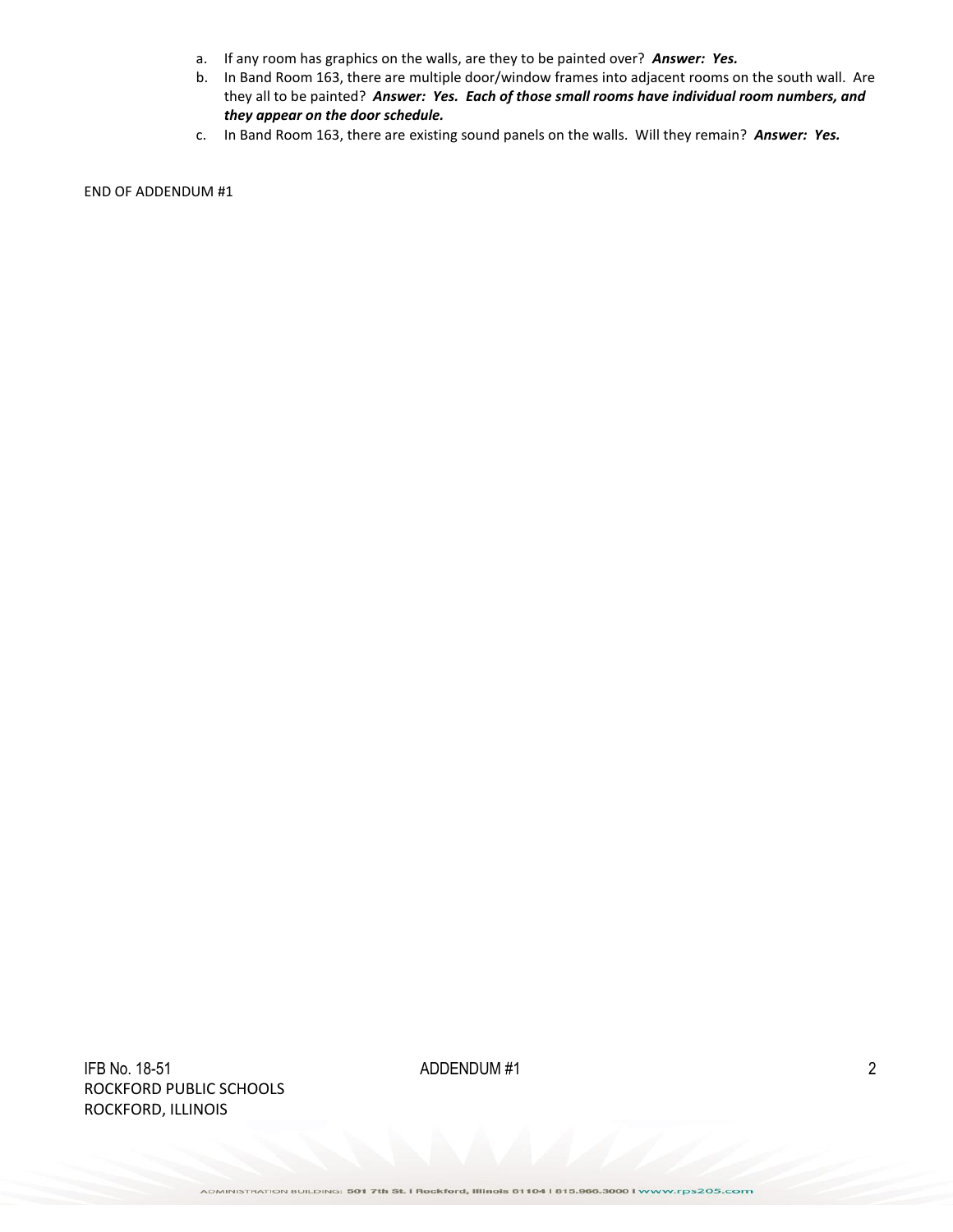a. If any room has graphics on the walls, are they to be painted over? ***Answer: Yes.***
b. In Band Room 163, there are multiple door/window frames into adjacent rooms on the south wall. Are they all to be painted? ***Answer: Yes. Each of those small rooms have individual room numbers, and they appear on the door schedule.***
c. In Band Room 163, there are existing sound panels on the walls. Will they remain? ***Answer: Yes.***

END OF ADDENDUM #1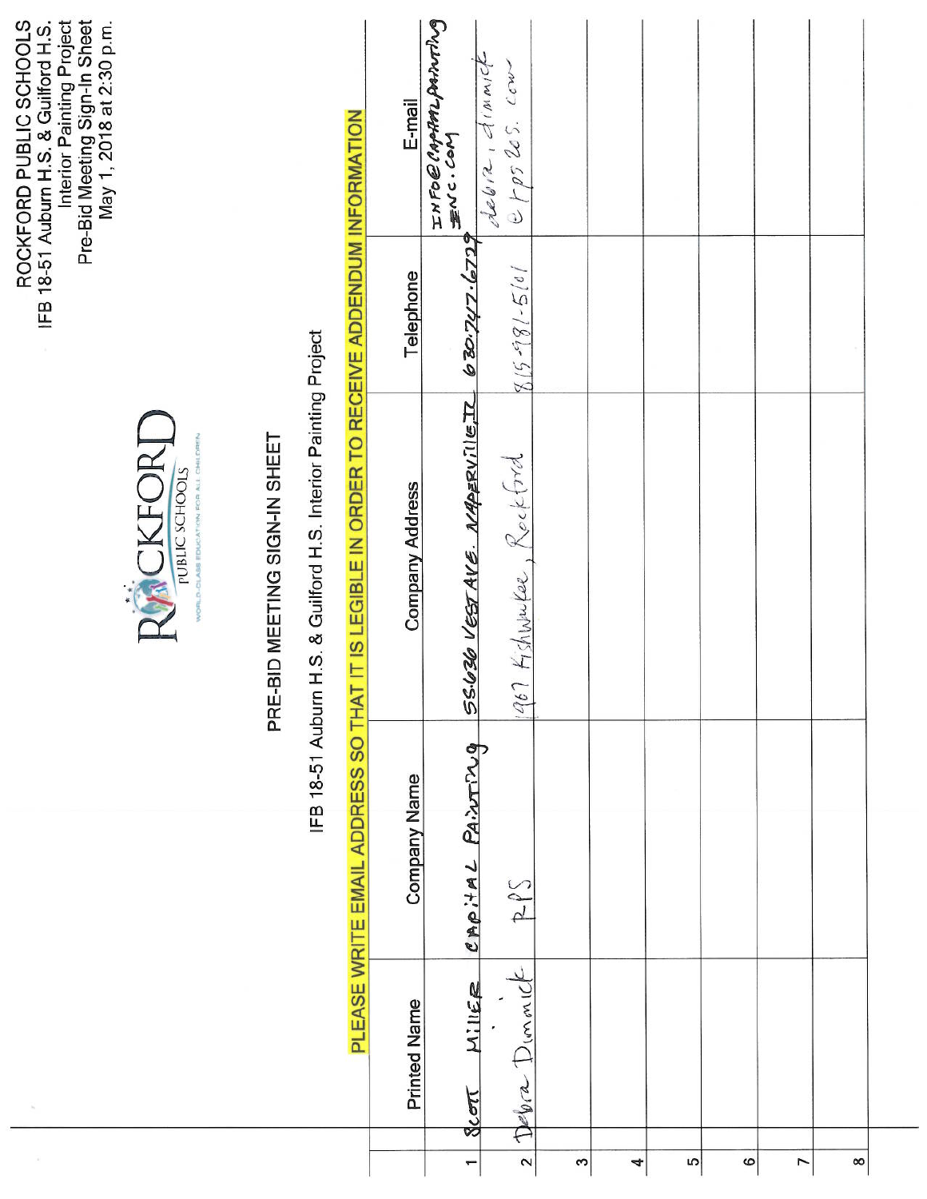ROCKFORD PUBLIC SCHOOLS
IFB 18-51 Auburn H.S. & Guilford H.S.
Interior Painting Project
Pre-Bid Meeting Sign-In Sheet
May 1, 2018 at 2:30 p.m.

ROCKFORD PUBLIC SCHOOLS
WORLD-CLASS EDUCATION FOR ALL CHILDREN

# PRE-BID MEETING SIGN-IN SHEET

## IFB 18-51 Auburn H.S. & Guilford H.S. Interior Painting Project

**PLEASE WRITE EMAIL ADDRESS SO THAT IT IS LEGIBLE IN ORDER TO RECEIVE ADDENDUM INFORMATION**

| | Printed Name | Company Name | Company Address | Telephone | E-mail |
|---|---|---|---|---|---|
| 1 | Scott Miller | Capital Painting | 55-636 Vest Ave. Naperville IL | 630.747.6729 | INFO@CAPITALPAINTING INC.COM |
| 2 | Debra Dimmick | RPS | 1967 Fishwater, Rockford | 815-981-5101 | debra.dimmick @rps205.com |
| 3 | | | | | |
| 4 | | | | | |
| 5 | | | | | |
| 6 | | | | | |
| 7 | | | | | |
| 8 | | | | | |